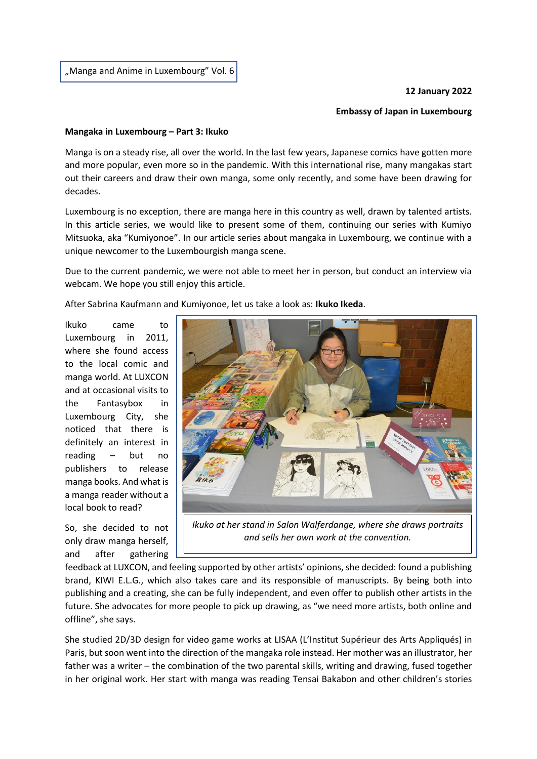„Manga and Anime in Luxembourg" Vol. 6

**12 January 2022**

**Embassy of Japan in Luxembourg**

**Mangaka in Luxembourg – Part 3: Ikuko**

Manga is on a steady rise, all over the world. In the last few years, Japanese comics have gotten more and more popular, even more so in the pandemic. With this international rise, many mangakas start out their careers and draw their own manga, some only recently, and some have been drawing for decades.

Luxembourg is no exception, there are manga here in this country as well, drawn by talented artists. In this article series, we would like to present some of them, continuing our series with Kumiyo Mitsuoka, aka "Kumiyonoe". In our article series about mangaka in Luxembourg, we continue with a unique newcomer to the Luxembourgish manga scene.

Due to the current pandemic, we were not able to meet her in person, but conduct an interview via webcam. We hope you still enjoy this article.

After Sabrina Kaufmann and Kumiyonoe, let us take a look as: **Ikuko Ikeda**.

Ikuko came to Luxembourg in 2011, where she found access to the local comic and manga world. At LUXCON and at occasional visits to the Fantasybox in Luxembourg City, she noticed that there is definitely an interest in reading – but no publishers to release manga books. And what is a manga reader without a local book to read?

*Ikuko at her stand in Salon Walferdange, where she draws portraits and sells her own work at the convention.*

So, she decided to not only draw manga herself, and after gathering feedback at LUXCON, and feeling supported by other artists' opinions, she decided: found a publishing brand, KIWI E.L.G., which also takes care and its responsible of manuscripts. By being both into publishing and a creating, she can be fully independent, and even offer to publish other artists in the future. She advocates for more people to pick up drawing, as "we need more artists, both online and offline", she says.

She studied 2D/3D design for video game works at LISAA (L'Institut Supérieur des Arts Appliqués) in Paris, but soon went into the direction of the mangaka role instead. Her mother was an illustrator, her father was a writer – the combination of the two parental skills, writing and drawing, fused together in her original work. Her start with manga was reading Tensai Bakabon and other children's stories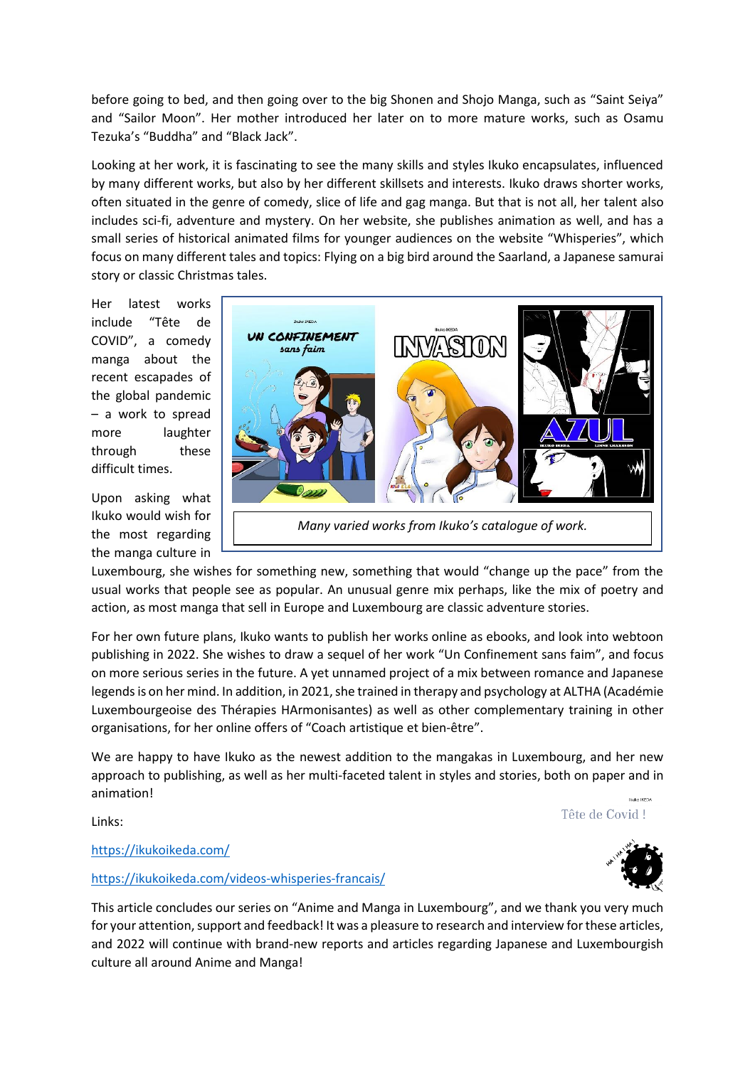before going to bed, and then going over to the big Shonen and Shojo Manga, such as "Saint Seiya" and "Sailor Moon". Her mother introduced her later on to more mature works, such as Osamu Tezuka's "Buddha" and "Black Jack".

Looking at her work, it is fascinating to see the many skills and styles Ikuko encapsulates, influenced by many different works, but also by her different skillsets and interests. Ikuko draws shorter works, often situated in the genre of comedy, slice of life and gag manga. But that is not all, her talent also includes sci-fi, adventure and mystery. On her website, she publishes animation as well, and has a small series of historical animated films for younger audiences on the website "Whisperies", which focus on many different tales and topics: Flying on a big bird around the Saarland, a Japanese samurai story or classic Christmas tales.

Her latest works include "Tête de COVID", a comedy manga about the recent escapades of the global pandemic – a work to spread more laughter through these difficult times.

*Many varied works from Ikuko's catalogue of work.*

Upon asking what Ikuko would wish for the most regarding the manga culture in Luxembourg, she wishes for something new, something that would "change up the pace" from the usual works that people see as popular. An unusual genre mix perhaps, like the mix of poetry and action, as most manga that sell in Europe and Luxembourg are classic adventure stories.

For her own future plans, Ikuko wants to publish her works online as ebooks, and look into webtoon publishing in 2022. She wishes to draw a sequel of her work "Un Confinement sans faim", and focus on more serious series in the future. A yet unnamed project of a mix between romance and Japanese legends is on her mind. In addition, in 2021, she trained in therapy and psychology at ALTHA (Académie Luxembourgeoise des Thérapies HArmonisantes) as well as other complementary training in other organisations, for her online offers of "Coach artistique et bien-être".

We are happy to have Ikuko as the newest addition to the mangakas in Luxembourg, and her new approach to publishing, as well as her multi-faceted talent in styles and stories, both on paper and in animation!

Links:

https://ikukoikeda.com/

https://ikukoikeda.com/videos-whisperies-francais/

This article concludes our series on "Anime and Manga in Luxembourg", and we thank you very much for your attention, support and feedback! It was a pleasure to research and interview for these articles, and 2022 will continue with brand-new reports and articles regarding Japanese and Luxembourgish culture all around Anime and Manga!